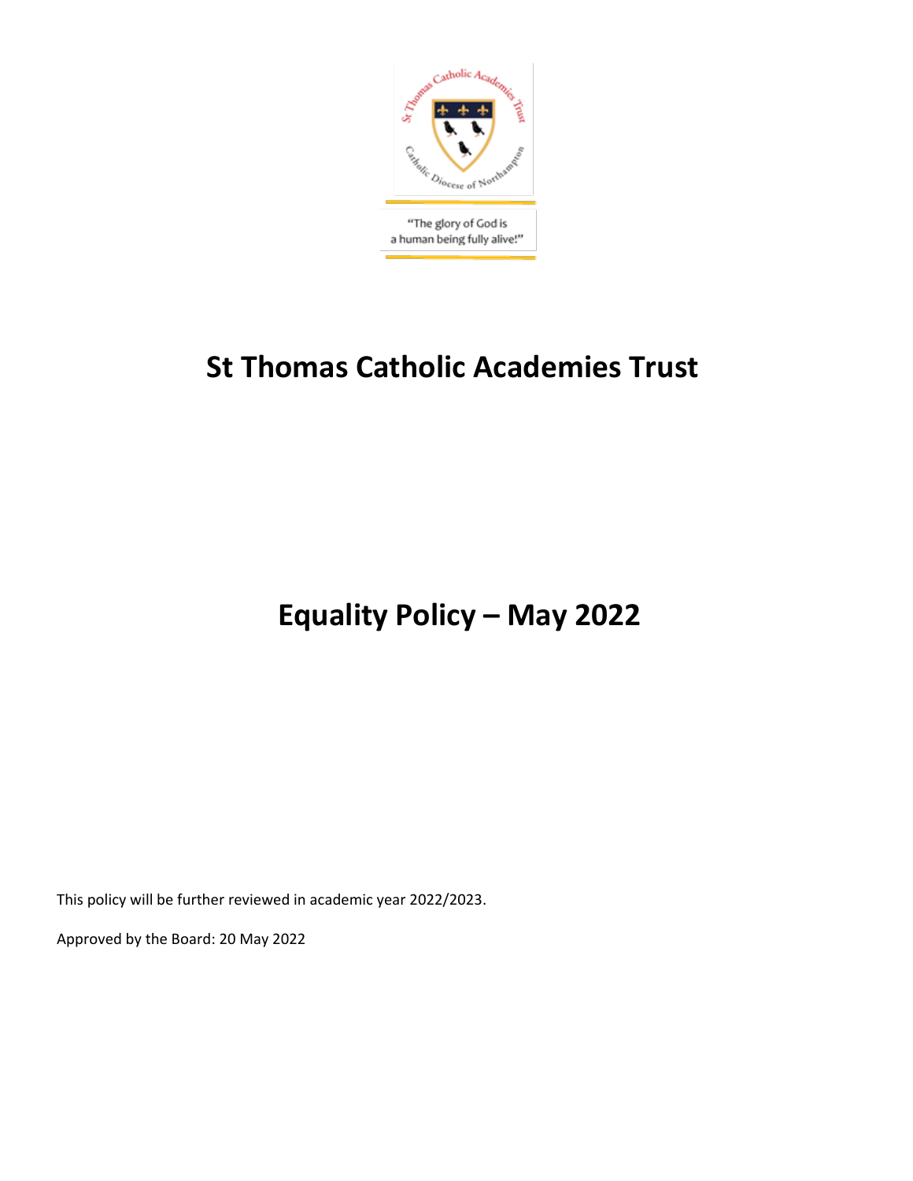"The glory of God is a human being fully alive!"

# St Thomas Catholic Academies Trust

# Equality Policy – May 2022

This policy will be further reviewed in academic year 2022/2023.

Approved by the Board: 20 May 2022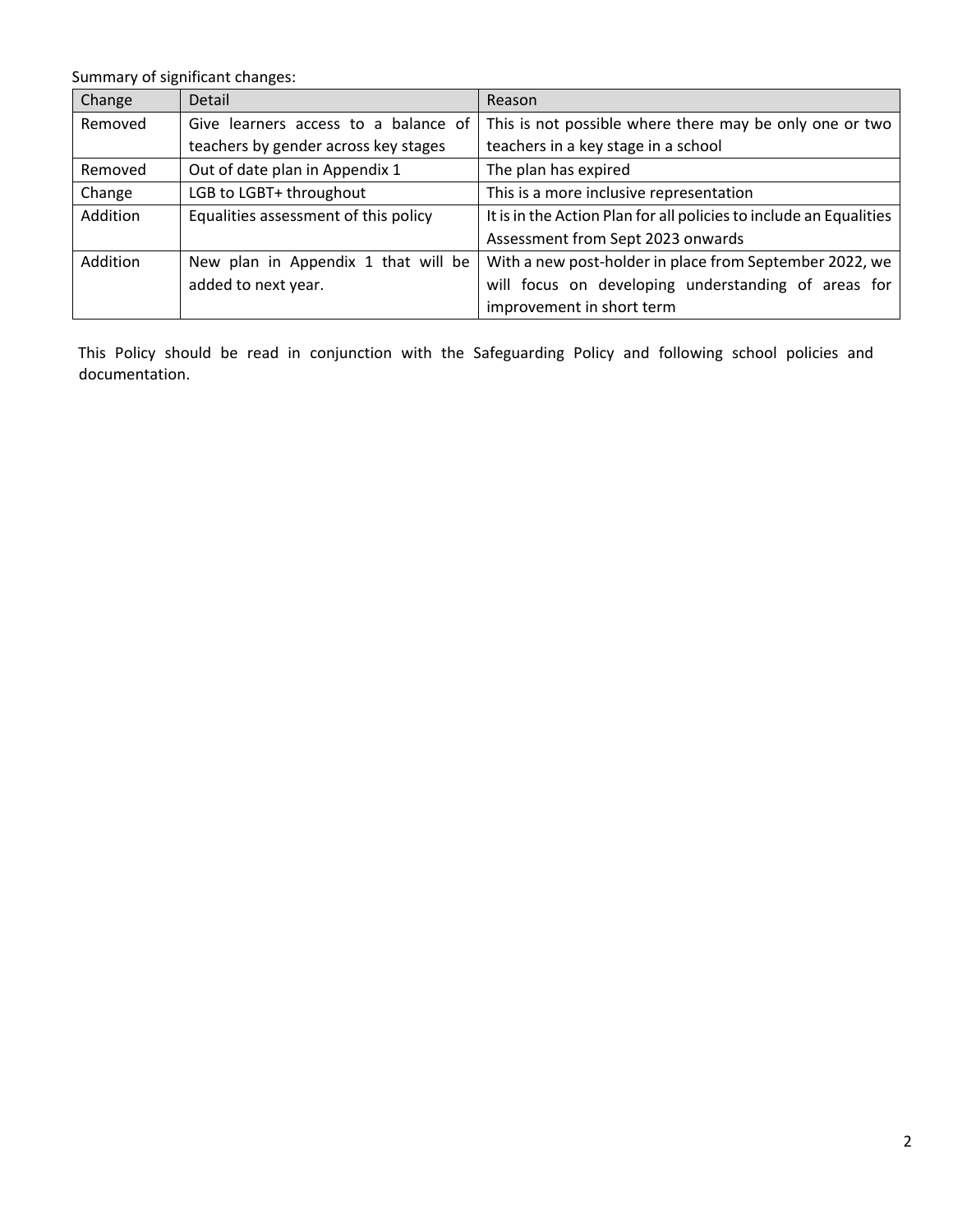Summary of significant changes:

| Change | Detail | Reason |
| --- | --- | --- |
| Removed | Give learners access to a balance of teachers by gender across key stages | This is not possible where there may be only one or two teachers in a key stage in a school |
| Removed | Out of date plan in Appendix 1 | The plan has expired |
| Change | LGB to LGBT+ throughout | This is a more inclusive representation |
| Addition | Equalities assessment of this policy | It is in the Action Plan for all policies to include an Equalities Assessment from Sept 2023 onwards |
| Addition | New plan in Appendix 1 that will be added to next year. | With a new post-holder in place from September 2022, we will focus on developing understanding of areas for improvement in short term |

This Policy should be read in conjunction with the Safeguarding Policy and following school policies and documentation.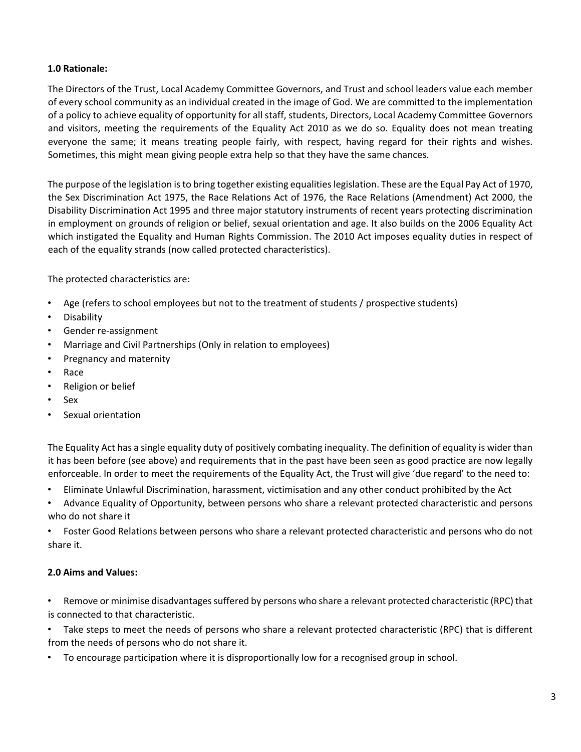**1.0 Rationale:**

The Directors of the Trust, Local Academy Committee Governors, and Trust and school leaders value each member of every school community as an individual created in the image of God. We are committed to the implementation of a policy to achieve equality of opportunity for all staff, students, Directors, Local Academy Committee Governors and visitors, meeting the requirements of the Equality Act 2010 as we do so. Equality does not mean treating everyone the same; it means treating people fairly, with respect, having regard for their rights and wishes. Sometimes, this might mean giving people extra help so that they have the same chances.

The purpose of the legislation is to bring together existing equalities legislation. These are the Equal Pay Act of 1970, the Sex Discrimination Act 1975, the Race Relations Act of 1976, the Race Relations (Amendment) Act 2000, the Disability Discrimination Act 1995 and three major statutory instruments of recent years protecting discrimination in employment on grounds of religion or belief, sexual orientation and age. It also builds on the 2006 Equality Act which instigated the Equality and Human Rights Commission. The 2010 Act imposes equality duties in respect of each of the equality strands (now called protected characteristics).

The protected characteristics are:

- Age (refers to school employees but not to the treatment of students / prospective students)
- Disability
- Gender re-assignment
- Marriage and Civil Partnerships (Only in relation to employees)
- Pregnancy and maternity
- Race
- Religion or belief
- Sex
- Sexual orientation

The Equality Act has a single equality duty of positively combating inequality. The definition of equality is wider than it has been before (see above) and requirements that in the past have been seen as good practice are now legally enforceable. In order to meet the requirements of the Equality Act, the Trust will give 'due regard' to the need to:

- Eliminate Unlawful Discrimination, harassment, victimisation and any other conduct prohibited by the Act
- Advance Equality of Opportunity, between persons who share a relevant protected characteristic and persons who do not share it
- Foster Good Relations between persons who share a relevant protected characteristic and persons who do not share it.

**2.0 Aims and Values:**

- Remove or minimise disadvantages suffered by persons who share a relevant protected characteristic (RPC) that is connected to that characteristic.
- Take steps to meet the needs of persons who share a relevant protected characteristic (RPC) that is different from the needs of persons who do not share it.
- To encourage participation where it is disproportionally low for a recognised group in school.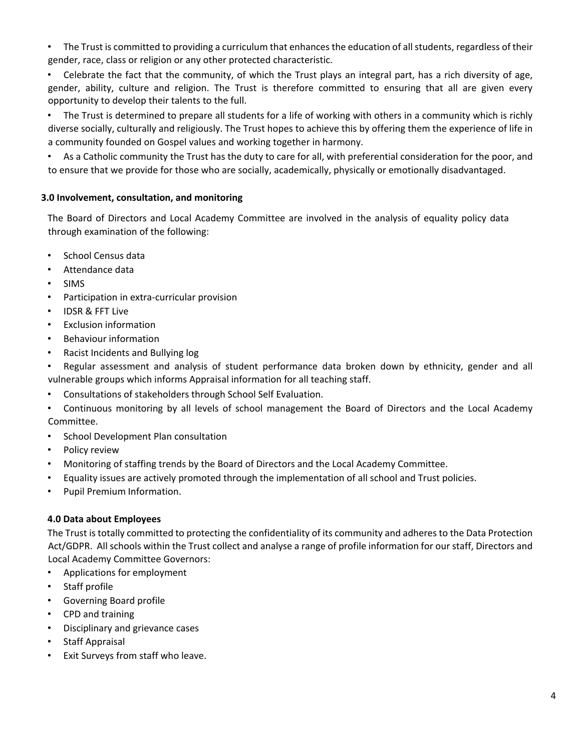- The Trust is committed to providing a curriculum that enhances the education of all students, regardless of their gender, race, class or religion or any other protected characteristic.
- Celebrate the fact that the community, of which the Trust plays an integral part, has a rich diversity of age, gender, ability, culture and religion. The Trust is therefore committed to ensuring that all are given every opportunity to develop their talents to the full.
- The Trust is determined to prepare all students for a life of working with others in a community which is richly diverse socially, culturally and religiously. The Trust hopes to achieve this by offering them the experience of life in a community founded on Gospel values and working together in harmony.
- As a Catholic community the Trust has the duty to care for all, with preferential consideration for the poor, and to ensure that we provide for those who are socially, academically, physically or emotionally disadvantaged.

### 3.0 Involvement, consultation, and monitoring

The Board of Directors and Local Academy Committee are involved in the analysis of equality policy data through examination of the following:

- School Census data
- Attendance data
- SIMS
- Participation in extra-curricular provision
- IDSR & FFT Live
- Exclusion information
- Behaviour information
- Racist Incidents and Bullying log
- Regular assessment and analysis of student performance data broken down by ethnicity, gender and all vulnerable groups which informs Appraisal information for all teaching staff.
- Consultations of stakeholders through School Self Evaluation.
- Continuous monitoring by all levels of school management the Board of Directors and the Local Academy Committee.
- School Development Plan consultation
- Policy review
- Monitoring of staffing trends by the Board of Directors and the Local Academy Committee.
- Equality issues are actively promoted through the implementation of all school and Trust policies.
- Pupil Premium Information.

### 4.0 Data about Employees

The Trust is totally committed to protecting the confidentiality of its community and adheres to the Data Protection Act/GDPR. All schools within the Trust collect and analyse a range of profile information for our staff, Directors and Local Academy Committee Governors:

- Applications for employment
- Staff profile
- Governing Board profile
- CPD and training
- Disciplinary and grievance cases
- Staff Appraisal
- Exit Surveys from staff who leave.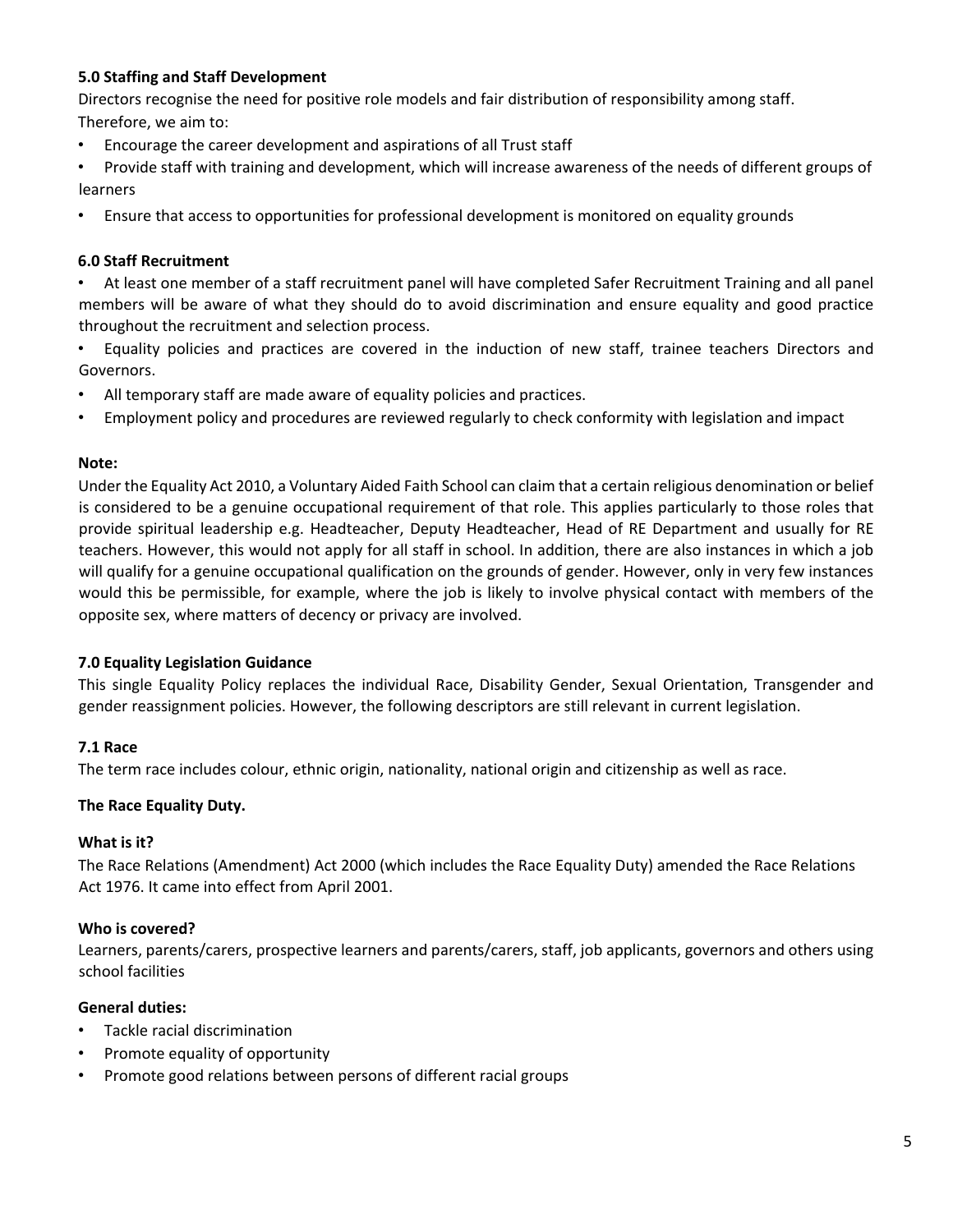### 5.0 Staffing and Staff Development

Directors recognise the need for positive role models and fair distribution of responsibility among staff. Therefore, we aim to:

- Encourage the career development and aspirations of all Trust staff
- Provide staff with training and development, which will increase awareness of the needs of different groups of learners
- Ensure that access to opportunities for professional development is monitored on equality grounds

### 6.0 Staff Recruitment

- At least one member of a staff recruitment panel will have completed Safer Recruitment Training and all panel members will be aware of what they should do to avoid discrimination and ensure equality and good practice throughout the recruitment and selection process.
- Equality policies and practices are covered in the induction of new staff, trainee teachers Directors and Governors.
- All temporary staff are made aware of equality policies and practices.
- Employment policy and procedures are reviewed regularly to check conformity with legislation and impact

**Note:**

Under the Equality Act 2010, a Voluntary Aided Faith School can claim that a certain religious denomination or belief is considered to be a genuine occupational requirement of that role. This applies particularly to those roles that provide spiritual leadership e.g. Headteacher, Deputy Headteacher, Head of RE Department and usually for RE teachers. However, this would not apply for all staff in school. In addition, there are also instances in which a job will qualify for a genuine occupational qualification on the grounds of gender. However, only in very few instances would this be permissible, for example, where the job is likely to involve physical contact with members of the opposite sex, where matters of decency or privacy are involved.

### 7.0 Equality Legislation Guidance

This single Equality Policy replaces the individual Race, Disability Gender, Sexual Orientation, Transgender and gender reassignment policies. However, the following descriptors are still relevant in current legislation.

#### 7.1 Race

The term race includes colour, ethnic origin, nationality, national origin and citizenship as well as race.

**The Race Equality Duty.**

**What is it?**

The Race Relations (Amendment) Act 2000 (which includes the Race Equality Duty) amended the Race Relations Act 1976. It came into effect from April 2001.

**Who is covered?**

Learners, parents/carers, prospective learners and parents/carers, staff, job applicants, governors and others using school facilities

**General duties:**

- Tackle racial discrimination
- Promote equality of opportunity
- Promote good relations between persons of different racial groups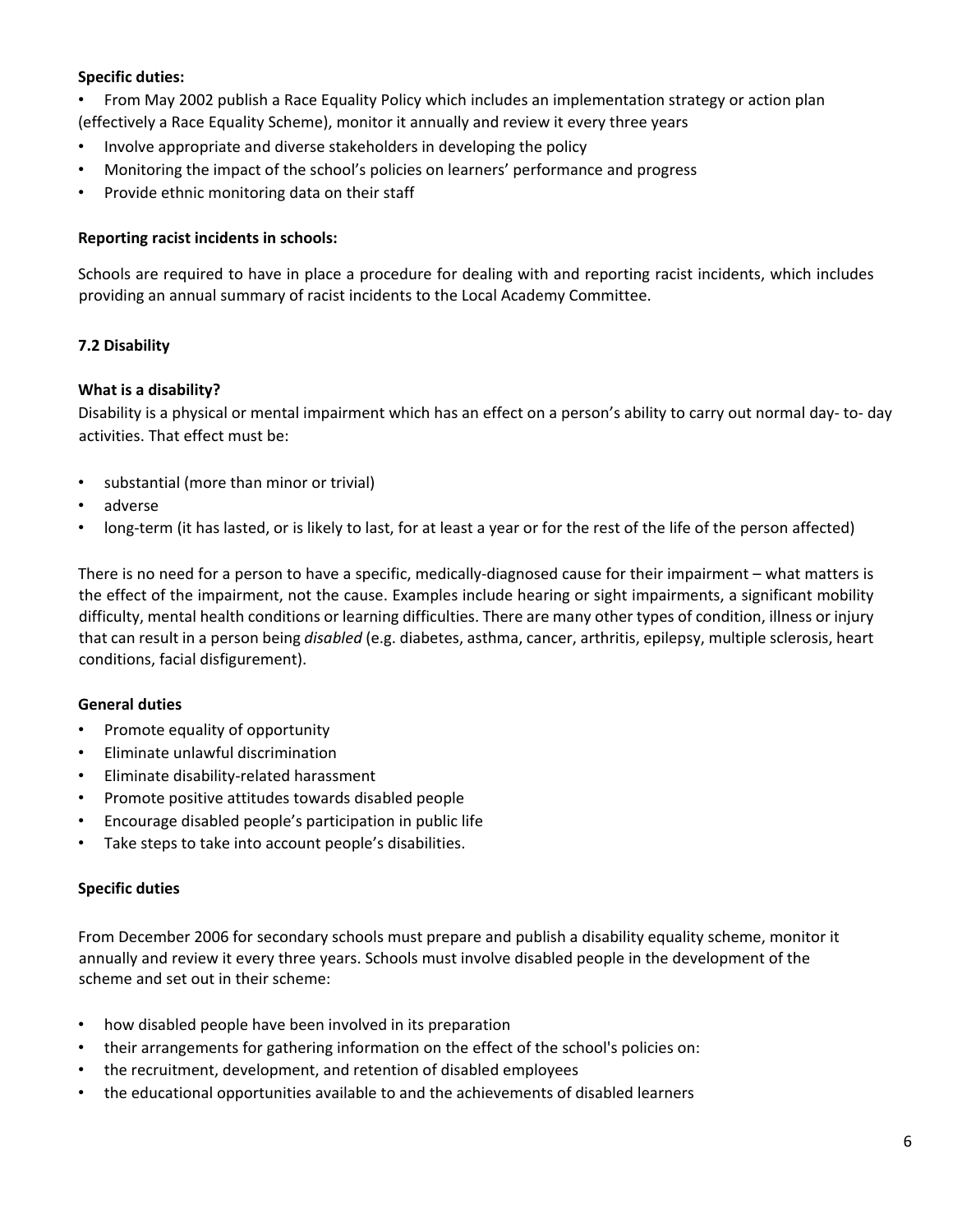**Specific duties:**

- From May 2002 publish a Race Equality Policy which includes an implementation strategy or action plan (effectively a Race Equality Scheme), monitor it annually and review it every three years
- Involve appropriate and diverse stakeholders in developing the policy
- Monitoring the impact of the school's policies on learners' performance and progress
- Provide ethnic monitoring data on their staff

**Reporting racist incidents in schools:**

Schools are required to have in place a procedure for dealing with and reporting racist incidents, which includes providing an annual summary of racist incidents to the Local Academy Committee.

### 7.2 Disability

**What is a disability?**

Disability is a physical or mental impairment which has an effect on a person's ability to carry out normal day- to- day activities. That effect must be:

- substantial (more than minor or trivial)
- adverse
- long-term (it has lasted, or is likely to last, for at least a year or for the rest of the life of the person affected)

There is no need for a person to have a specific, medically-diagnosed cause for their impairment – what matters is the effect of the impairment, not the cause. Examples include hearing or sight impairments, a significant mobility difficulty, mental health conditions or learning difficulties. There are many other types of condition, illness or injury that can result in a person being *disabled* (e.g. diabetes, asthma, cancer, arthritis, epilepsy, multiple sclerosis, heart conditions, facial disfigurement).

**General duties**

- Promote equality of opportunity
- Eliminate unlawful discrimination
- Eliminate disability-related harassment
- Promote positive attitudes towards disabled people
- Encourage disabled people's participation in public life
- Take steps to take into account people's disabilities.

**Specific duties**

From December 2006 for secondary schools must prepare and publish a disability equality scheme, monitor it annually and review it every three years. Schools must involve disabled people in the development of the scheme and set out in their scheme:

- how disabled people have been involved in its preparation
- their arrangements for gathering information on the effect of the school's policies on:
- the recruitment, development, and retention of disabled employees
- the educational opportunities available to and the achievements of disabled learners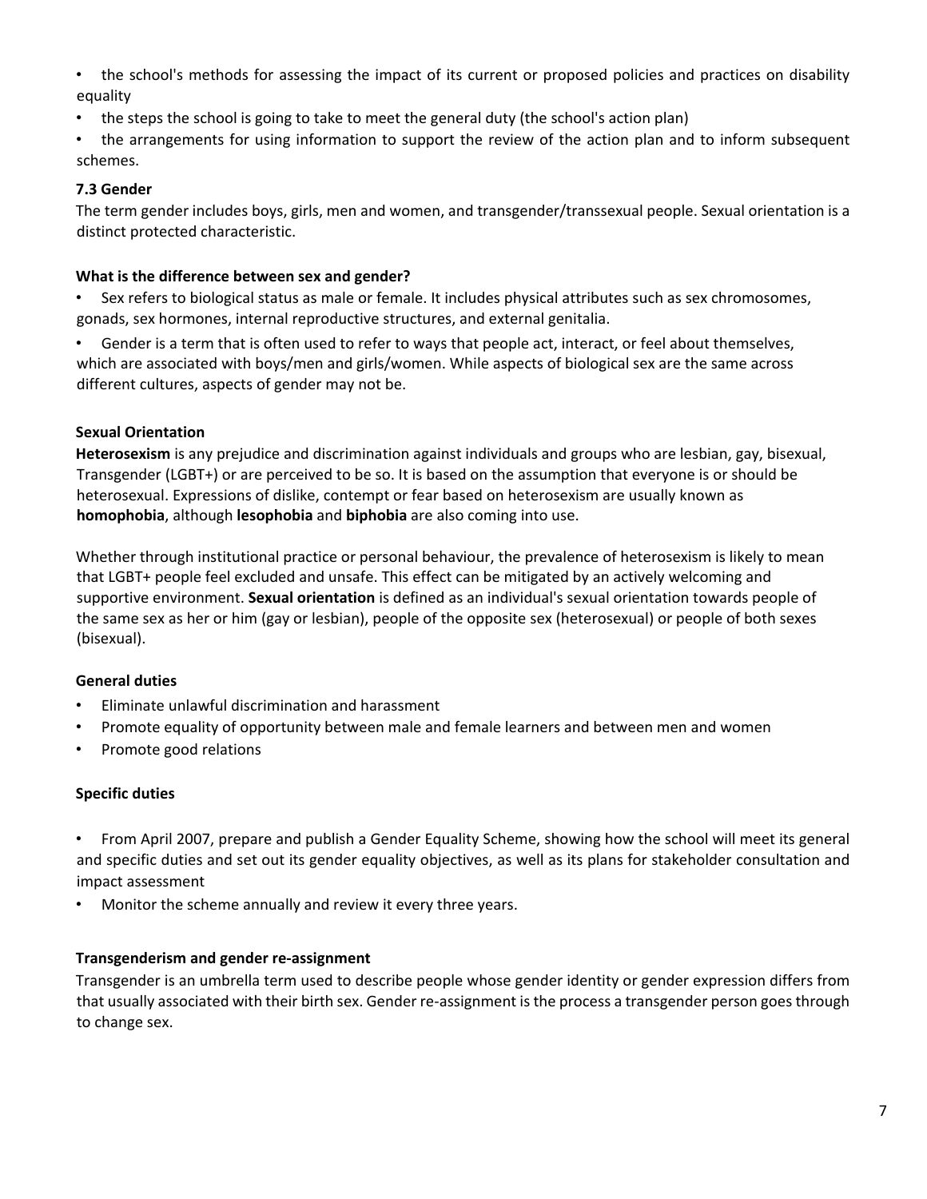- the school's methods for assessing the impact of its current or proposed policies and practices on disability equality
- the steps the school is going to take to meet the general duty (the school's action plan)
- the arrangements for using information to support the review of the action plan and to inform subsequent schemes.

### 7.3 Gender

The term gender includes boys, girls, men and women, and transgender/transsexual people. Sexual orientation is a distinct protected characteristic.

#### What is the difference between sex and gender?

- Sex refers to biological status as male or female. It includes physical attributes such as sex chromosomes, gonads, sex hormones, internal reproductive structures, and external genitalia.
- Gender is a term that is often used to refer to ways that people act, interact, or feel about themselves, which are associated with boys/men and girls/women. While aspects of biological sex are the same across different cultures, aspects of gender may not be.

#### Sexual Orientation

**Heterosexism** is any prejudice and discrimination against individuals and groups who are lesbian, gay, bisexual, Transgender (LGBT+) or are perceived to be so. It is based on the assumption that everyone is or should be heterosexual. Expressions of dislike, contempt or fear based on heterosexism are usually known as **homophobia**, although **lesophobia** and **biphobia** are also coming into use.

Whether through institutional practice or personal behaviour, the prevalence of heterosexism is likely to mean that LGBT+ people feel excluded and unsafe. This effect can be mitigated by an actively welcoming and supportive environment. **Sexual orientation** is defined as an individual's sexual orientation towards people of the same sex as her or him (gay or lesbian), people of the opposite sex (heterosexual) or people of both sexes (bisexual).

#### General duties

- Eliminate unlawful discrimination and harassment
- Promote equality of opportunity between male and female learners and between men and women
- Promote good relations

#### Specific duties

- From April 2007, prepare and publish a Gender Equality Scheme, showing how the school will meet its general and specific duties and set out its gender equality objectives, as well as its plans for stakeholder consultation and impact assessment
- Monitor the scheme annually and review it every three years.

#### Transgenderism and gender re-assignment

Transgender is an umbrella term used to describe people whose gender identity or gender expression differs from that usually associated with their birth sex. Gender re-assignment is the process a transgender person goes through to change sex.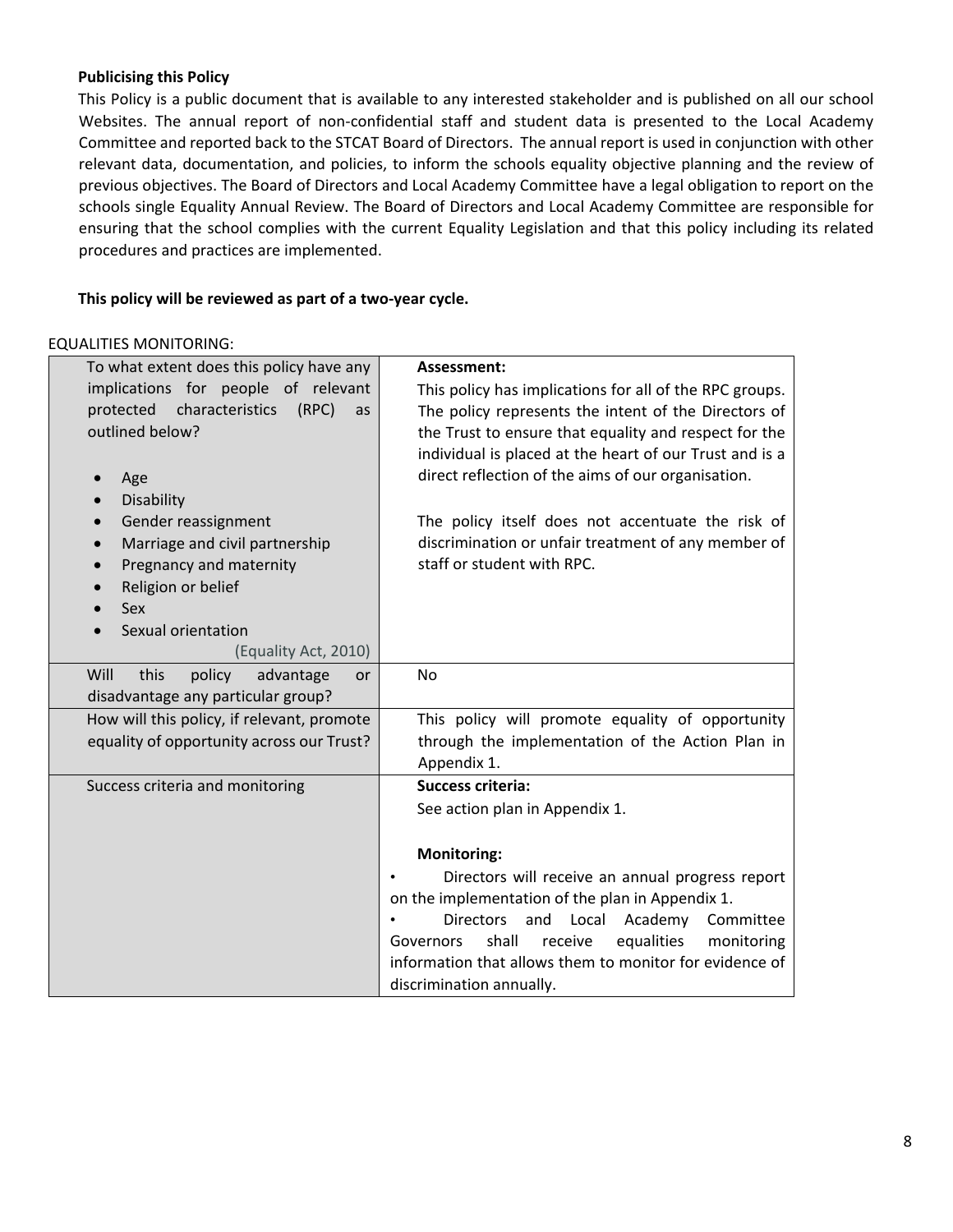**Publicising this Policy**

This Policy is a public document that is available to any interested stakeholder and is published on all our school Websites. The annual report of non-confidential staff and student data is presented to the Local Academy Committee and reported back to the STCAT Board of Directors. The annual report is used in conjunction with other relevant data, documentation, and policies, to inform the schools equality objective planning and the review of previous objectives. The Board of Directors and Local Academy Committee have a legal obligation to report on the schools single Equality Annual Review. The Board of Directors and Local Academy Committee are responsible for ensuring that the school complies with the current Equality Legislation and that this policy including its related procedures and practices are implemented.

**This policy will be reviewed as part of a two-year cycle.**

EQUALITIES MONITORING:

| | |
|---|---|
| To what extent does this policy have any implications for people of relevant protected characteristics (RPC) as outlined below?<br><br>• Age<br>• Disability<br>• Gender reassignment<br>• Marriage and civil partnership<br>• Pregnancy and maternity<br>• Religion or belief<br>• Sex<br>• Sexual orientation<br>(Equality Act, 2010) | **Assessment:**<br>This policy has implications for all of the RPC groups. The policy represents the intent of the Directors of the Trust to ensure that equality and respect for the individual is placed at the heart of our Trust and is a direct reflection of the aims of our organisation.<br><br>The policy itself does not accentuate the risk of discrimination or unfair treatment of any member of staff or student with RPC. |
| Will this policy advantage or disadvantage any particular group? | No |
| How will this policy, if relevant, promote equality of opportunity across our Trust? | This policy will promote equality of opportunity through the implementation of the Action Plan in Appendix 1. |
| Success criteria and monitoring | **Success criteria:**<br>See action plan in Appendix 1.<br><br>**Monitoring:**<br>• Directors will receive an annual progress report on the implementation of the plan in Appendix 1.<br>• Directors and Local Academy Committee Governors shall receive equalities monitoring information that allows them to monitor for evidence of discrimination annually. |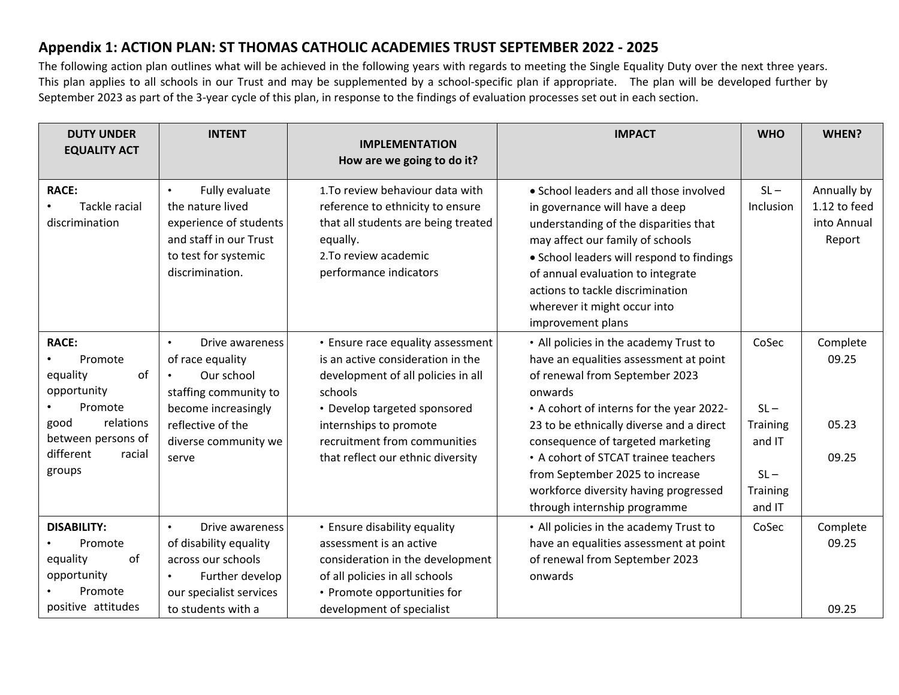## Appendix 1: ACTION PLAN: ST THOMAS CATHOLIC ACADEMIES TRUST SEPTEMBER 2022 - 2025

The following action plan outlines what will be achieved in the following years with regards to meeting the Single Equality Duty over the next three years. This plan applies to all schools in our Trust and may be supplemented by a school-specific plan if appropriate. The plan will be developed further by September 2023 as part of the 3-year cycle of this plan, in response to the findings of evaluation processes set out in each section.

| DUTY UNDER EQUALITY ACT | INTENT | IMPLEMENTATION How are we going to do it? | IMPACT | WHO | WHEN? |
|---|---|---|---|---|---|
| **RACE:** • Tackle racial discrimination | • Fully evaluate the nature lived experience of students and staff in our Trust to test for systemic discrimination. | 1.To review behaviour data with reference to ethnicity to ensure that all students are being treated equally. 2.To review academic performance indicators | • School leaders and all those involved in governance will have a deep understanding of the disparities that may affect our family of schools • School leaders will respond to findings of annual evaluation to integrate actions to tackle discrimination wherever it might occur into improvement plans | SL – Inclusion | Annually by 1.12 to feed into Annual Report |
| **RACE:** • Promote equality of opportunity • Promote good relations between persons of different racial groups | • Drive awareness of race equality • Our school staffing community to become increasingly reflective of the diverse community we serve | • Ensure race equality assessment is an active consideration in the development of all policies in all schools • Develop targeted sponsored internships to promote recruitment from communities that reflect our ethnic diversity | • All policies in the academy Trust to have an equalities assessment at point of renewal from September 2023 onwards • A cohort of interns for the year 2022-23 to be ethnically diverse and a direct consequence of targeted marketing • A cohort of STCAT trainee teachers from September 2025 to increase workforce diversity having progressed through internship programme | CoSec SL – Training and IT SL – Training and IT | Complete 09.25 05.23 09.25 |
| **DISABILITY:** • Promote equality of opportunity • Promote positive attitudes | • Drive awareness of disability equality across our schools • Further develop our specialist services to students with a | • Ensure disability equality assessment is an active consideration in the development of all policies in all schools • Promote opportunities for development of specialist | • All policies in the academy Trust to have an equalities assessment at point of renewal from September 2023 onwards | CoSec | Complete 09.25 09.25 |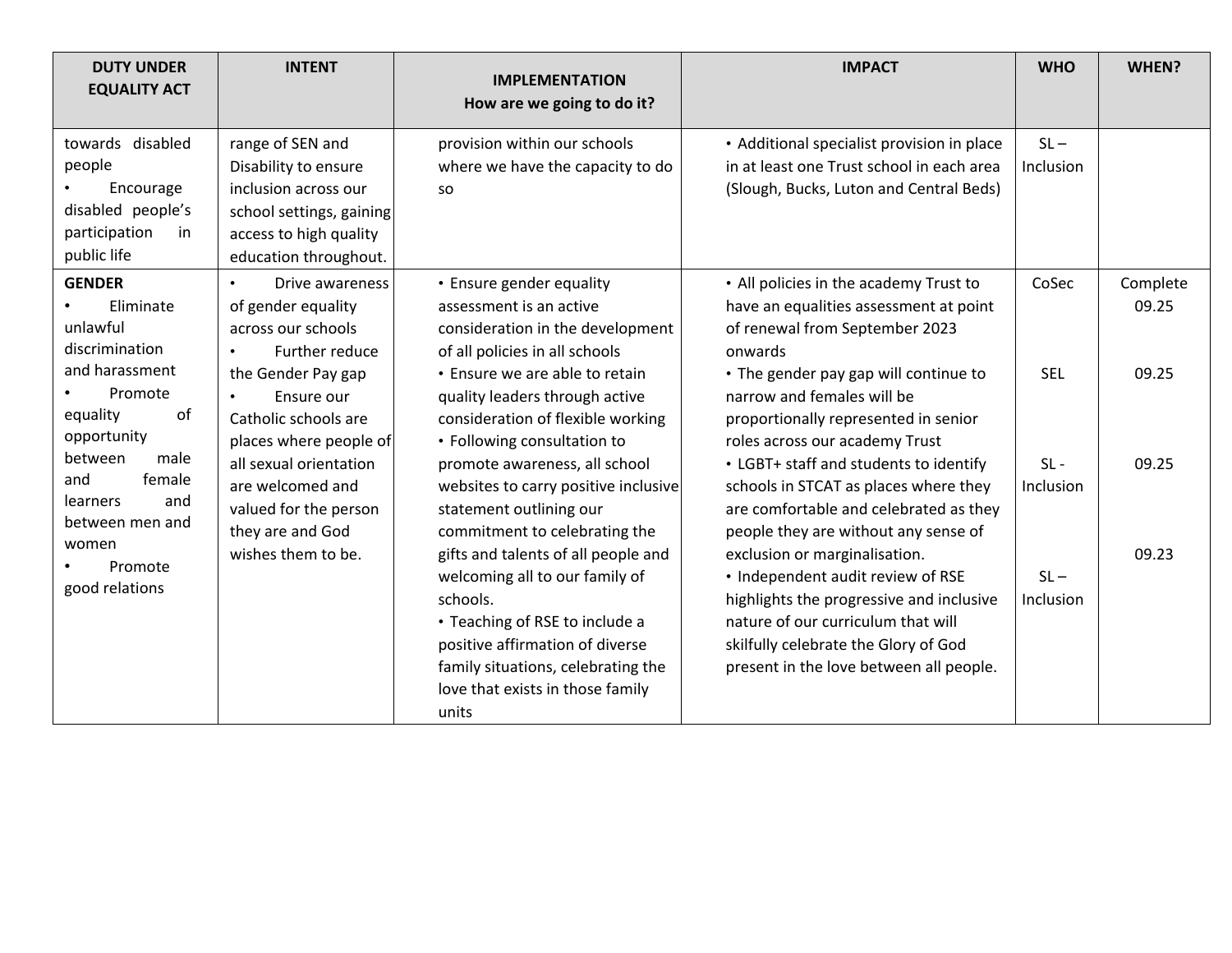| DUTY UNDER EQUALITY ACT | INTENT | IMPLEMENTATION<br>How are we going to do it? | IMPACT | WHO | WHEN? |
|---|---|---|---|---|---|
| towards disabled people<br>• Encourage disabled people's participation in public life | range of SEN and Disability to ensure inclusion across our school settings, gaining access to high quality education throughout. | provision within our schools where we have the capacity to do so | • Additional specialist provision in place in at least one Trust school in each area (Slough, Bucks, Luton and Central Beds) | SL – Inclusion | |
| **GENDER**<br>• Eliminate unlawful discrimination and harassment<br>• Promote equality of opportunity between male and female learners and between men and women<br>• Promote good relations | • Drive awareness of gender equality across our schools<br>• Further reduce the Gender Pay gap<br>• Ensure our Catholic schools are places where people of all sexual orientation are welcomed and valued for the person they are and God wishes them to be. | • Ensure gender equality assessment is an active consideration in the development of all policies in all schools<br>• Ensure we are able to retain quality leaders through active consideration of flexible working<br>• Following consultation to promote awareness, all school websites to carry positive inclusive statement outlining our commitment to celebrating the gifts and talents of all people and welcoming all to our family of schools.<br>• Teaching of RSE to include a positive affirmation of diverse family situations, celebrating the love that exists in those family units | • All policies in the academy Trust to have an equalities assessment at point of renewal from September 2023 onwards<br>• The gender pay gap will continue to narrow and females will be proportionally represented in senior roles across our academy Trust<br>• LGBT+ staff and students to identify schools in STCAT as places where they are comfortable and celebrated as they people they are without any sense of exclusion or marginalisation.<br>• Independent audit review of RSE highlights the progressive and inclusive nature of our curriculum that will skilfully celebrate the Glory of God present in the love between all people. | CoSec<br><br>SEL<br><br>SL - Inclusion<br><br>SL – Inclusion | Complete 09.25<br><br>09.25<br><br>09.25<br><br>09.23 |